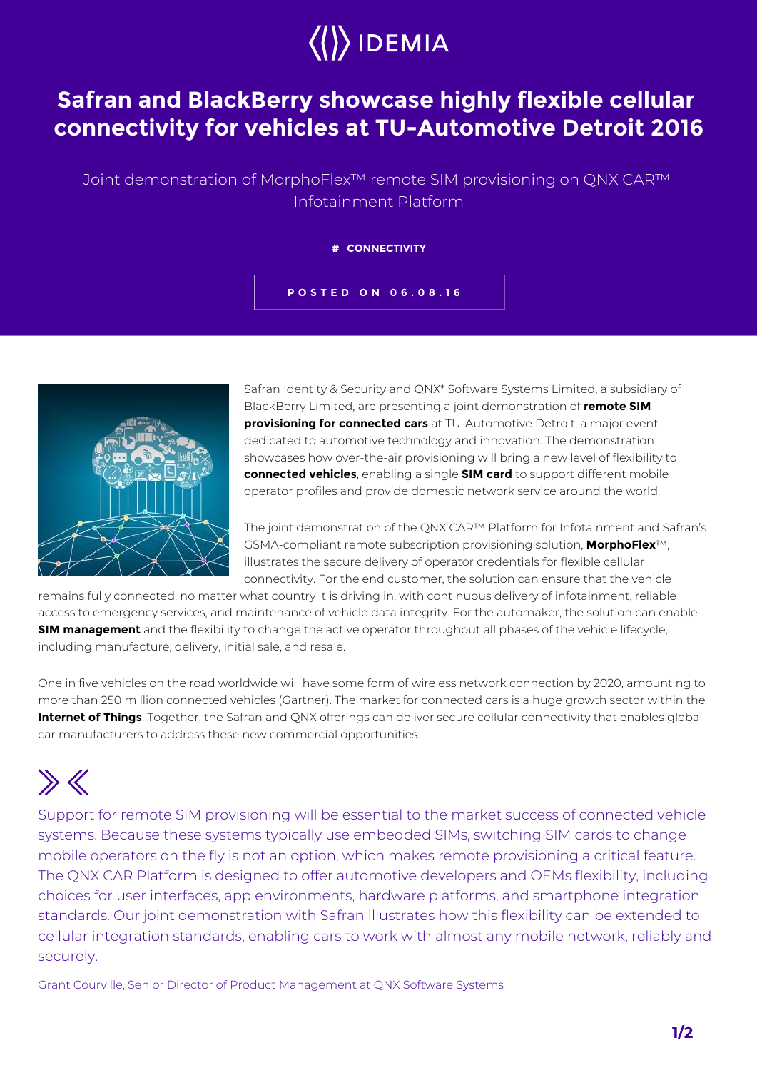IDEMIA

# Safran and BlackBerry showcase highly flexible cellular connectivity for vehicles at TU-Automotive Detroit 2016

Joint demonstration of MorphoFlex™ remote SIM provisioning on QNX CAR™ Infotainment Platform

# CONNECTIVITY

POSTED ON 06.08.16

Safran Identity & Security and QNX* Software Systems Limited, a subsidiary of BlackBerry Limited, are presenting a joint demonstration of **remote SIM provisioning for connected cars** at TU-Automotive Detroit, a major event dedicated to automotive technology and innovation. The demonstration showcases how over-the-air provisioning will bring a new level of flexibility to **connected vehicles**, enabling a single **SIM card** to support different mobile operator profiles and provide domestic network service around the world.

The joint demonstration of the QNX CAR™ Platform for Infotainment and Safran's GSMA-compliant remote subscription provisioning solution, **MorphoFlex**™, illustrates the secure delivery of operator credentials for flexible cellular connectivity. For the end customer, the solution can ensure that the vehicle remains fully connected, no matter what country it is driving in, with continuous delivery of infotainment, reliable access to emergency services, and maintenance of vehicle data integrity. For the automaker, the solution can enable **SIM management** and the flexibility to change the active operator throughout all phases of the vehicle lifecycle, including manufacture, delivery, initial sale, and resale.

One in five vehicles on the road worldwide will have some form of wireless network connection by 2020, amounting to more than 250 million connected vehicles (Gartner). The market for connected cars is a huge growth sector within the **Internet of Things**. Together, the Safran and QNX offerings can deliver secure cellular connectivity that enables global car manufacturers to address these new commercial opportunities.

> Support for remote SIM provisioning will be essential to the market success of connected vehicle systems. Because these systems typically use embedded SIMs, switching SIM cards to change mobile operators on the fly is not an option, which makes remote provisioning a critical feature. The QNX CAR Platform is designed to offer automotive developers and OEMs flexibility, including choices for user interfaces, app environments, hardware platforms, and smartphone integration standards. Our joint demonstration with Safran illustrates how this flexibility can be extended to cellular integration standards, enabling cars to work with almost any mobile network, reliably and securely.

Grant Courville, Senior Director of Product Management at QNX Software Systems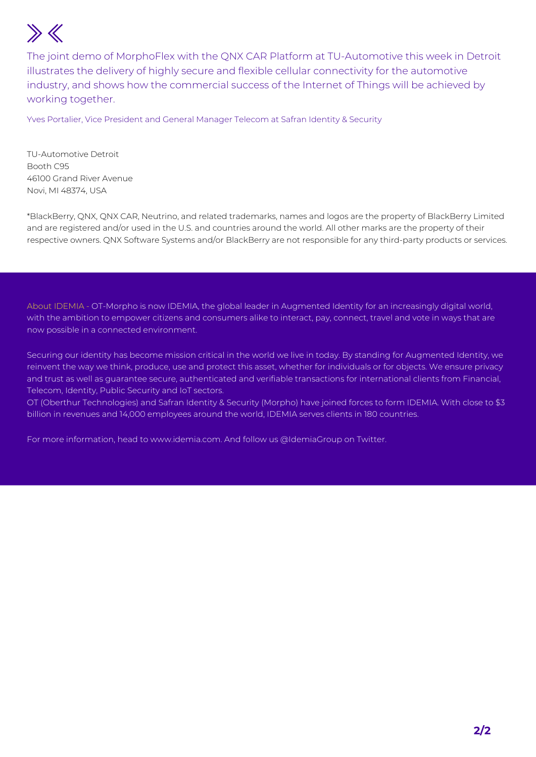The joint demo of MorphoFlex with the QNX CAR Platform at TU-Automotive this week in Detroit illustrates the delivery of highly secure and flexible cellular connectivity for the automotive industry, and shows how the commercial success of the Internet of Things will be achieved by working together.

Yves Portalier, Vice President and General Manager Telecom at Safran Identity & Security

TU-Automotive Detroit
Booth C95
46100 Grand River Avenue
Novi, MI 48374, USA

*BlackBerry, QNX, QNX CAR, Neutrino, and related trademarks, names and logos are the property of BlackBerry Limited and are registered and/or used in the U.S. and countries around the world. All other marks are the property of their respective owners. QNX Software Systems and/or BlackBerry are not responsible for any third-party products or services.

About IDEMIA - OT-Morpho is now IDEMIA, the global leader in Augmented Identity for an increasingly digital world, with the ambition to empower citizens and consumers alike to interact, pay, connect, travel and vote in ways that are now possible in a connected environment.

Securing our identity has become mission critical in the world we live in today. By standing for Augmented Identity, we reinvent the way we think, produce, use and protect this asset, whether for individuals or for objects. We ensure privacy and trust as well as guarantee secure, authenticated and verifiable transactions for international clients from Financial, Telecom, Identity, Public Security and IoT sectors.
OT (Oberthur Technologies) and Safran Identity & Security (Morpho) have joined forces to form IDEMIA. With close to $3 billion in revenues and 14,000 employees around the world, IDEMIA serves clients in 180 countries.

For more information, head to www.idemia.com. And follow us @IdemiaGroup on Twitter.